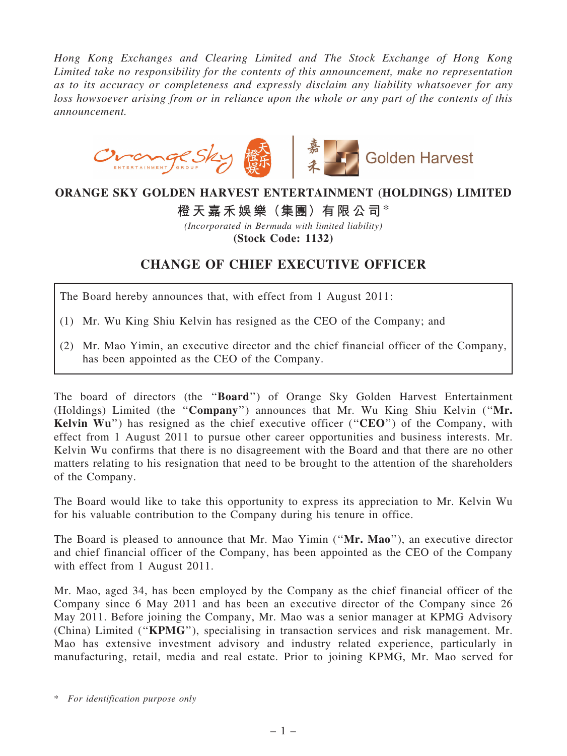*Hong Kong Exchanges and Clearing Limited and The Stock Exchange of Hong Kong Limited take no responsibility for the contents of this announcement, make no representation as to its accuracy or completeness and expressly disclaim any liability whatsoever for any loss howsoever arising from or in reliance upon the whole or any part of the contents of this announcement.*

**ORANGE SKY GOLDEN HARVEST ENTERTAINMENT (HOLDINGS) LIMITED**

**橙天嘉禾娛樂（集團）有限公司**\*

*(Incorporated in Bermuda with limited liability)*

**(Stock Code: 1132)**

# CHANGE OF CHIEF EXECUTIVE OFFICER

The Board hereby announces that, with effect from 1 August 2011:

(1) Mr. Wu King Shiu Kelvin has resigned as the CEO of the Company; and

(2) Mr. Mao Yimin, an executive director and the chief financial officer of the Company, has been appointed as the CEO of the Company.

The board of directors (the "**Board**") of Orange Sky Golden Harvest Entertainment (Holdings) Limited (the "**Company**") announces that Mr. Wu King Shiu Kelvin ("**Mr. Kelvin Wu**") has resigned as the chief executive officer ("**CEO**") of the Company, with effect from 1 August 2011 to pursue other career opportunities and business interests. Mr. Kelvin Wu confirms that there is no disagreement with the Board and that there are no other matters relating to his resignation that need to be brought to the attention of the shareholders of the Company.

The Board would like to take this opportunity to express its appreciation to Mr. Kelvin Wu for his valuable contribution to the Company during his tenure in office.

The Board is pleased to announce that Mr. Mao Yimin ("**Mr. Mao**"), an executive director and chief financial officer of the Company, has been appointed as the CEO of the Company with effect from 1 August 2011.

Mr. Mao, aged 34, has been employed by the Company as the chief financial officer of the Company since 6 May 2011 and has been an executive director of the Company since 26 May 2011. Before joining the Company, Mr. Mao was a senior manager at KPMG Advisory (China) Limited ("**KPMG**"), specialising in transaction services and risk management. Mr. Mao has extensive investment advisory and industry related experience, particularly in manufacturing, retail, media and real estate. Prior to joining KPMG, Mr. Mao served for

\* *For identification purpose only*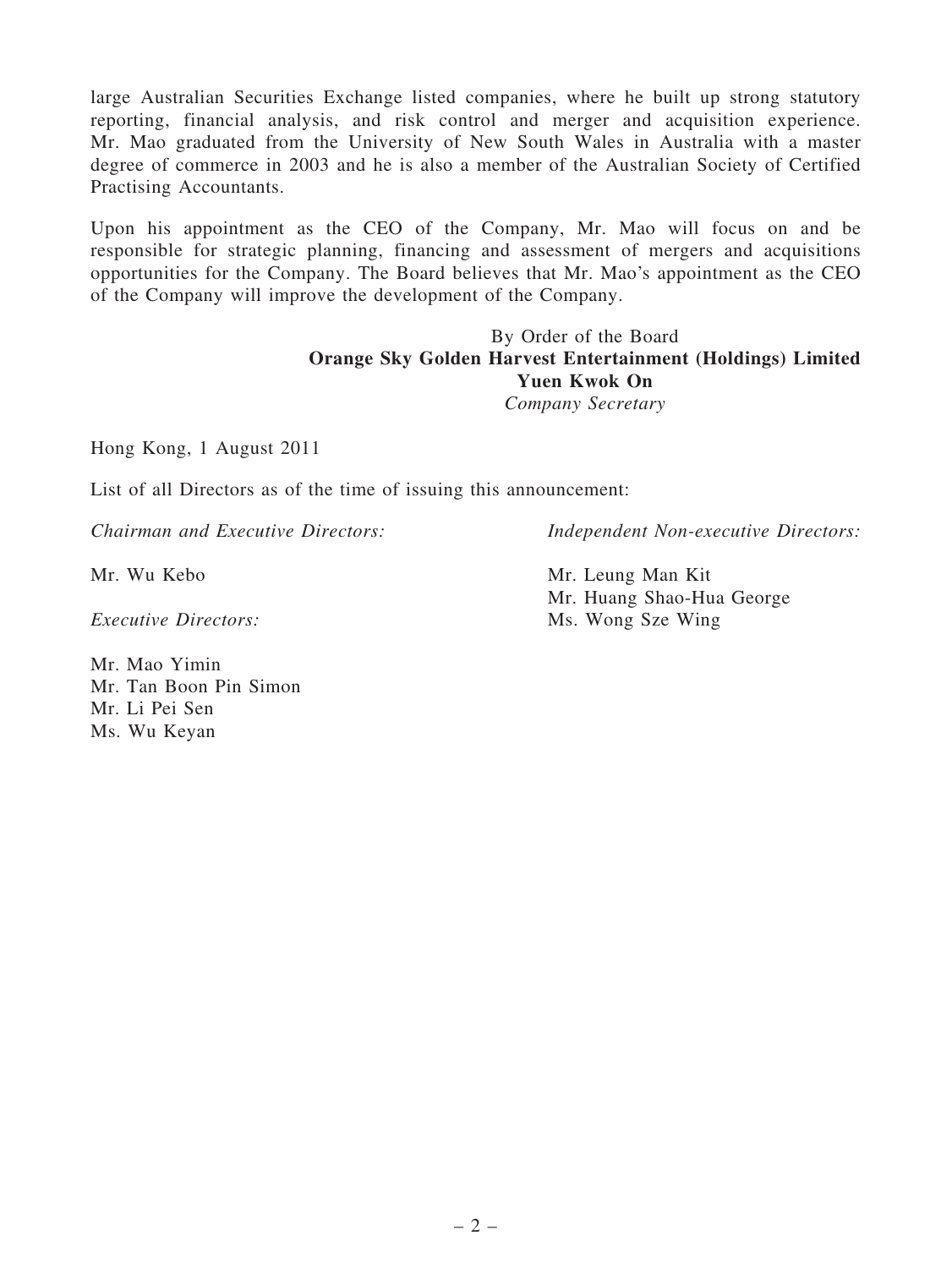large Australian Securities Exchange listed companies, where he built up strong statutory reporting, financial analysis, and risk control and merger and acquisition experience. Mr. Mao graduated from the University of New South Wales in Australia with a master degree of commerce in 2003 and he is also a member of the Australian Society of Certified Practising Accountants.

Upon his appointment as the CEO of the Company, Mr. Mao will focus on and be responsible for strategic planning, financing and assessment of mergers and acquisitions opportunities for the Company. The Board believes that Mr. Mao's appointment as the CEO of the Company will improve the development of the Company.

By Order of the Board
**Orange Sky Golden Harvest Entertainment (Holdings) Limited**
**Yuen Kwok On**
*Company Secretary*

Hong Kong, 1 August 2011

List of all Directors as of the time of issuing this announcement:

*Chairman and Executive Directors:*

Mr. Wu Kebo

*Executive Directors:*

Mr. Mao Yimin
Mr. Tan Boon Pin Simon
Mr. Li Pei Sen
Ms. Wu Keyan

*Independent Non-executive Directors:*

Mr. Leung Man Kit
Mr. Huang Shao-Hua George
Ms. Wong Sze Wing